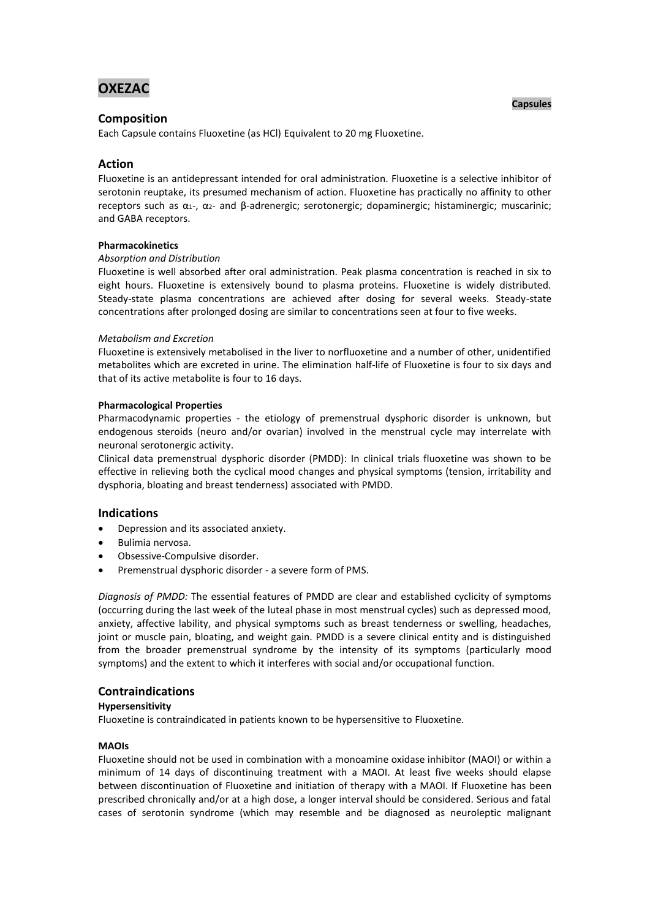# OXEZAC

**Capsules**

## Composition

Each Capsule contains Fluoxetine (as HCl) Equivalent to 20 mg Fluoxetine.

## Action

Fluoxetine is an antidepressant intended for oral administration. Fluoxetine is a selective inhibitor of serotonin reuptake, its presumed mechanism of action. Fluoxetine has practically no affinity to other receptors such as $\alpha_1$-, $\alpha_2$- and β-adrenergic; serotonergic; dopaminergic; histaminergic; muscarinic; and GABA receptors.

**Pharmacokinetics**

*Absorption and Distribution*

Fluoxetine is well absorbed after oral administration. Peak plasma concentration is reached in six to eight hours. Fluoxetine is extensively bound to plasma proteins. Fluoxetine is widely distributed. Steady-state plasma concentrations are achieved after dosing for several weeks. Steady-state concentrations after prolonged dosing are similar to concentrations seen at four to five weeks.

*Metabolism and Excretion*

Fluoxetine is extensively metabolised in the liver to norfluoxetine and a number of other, unidentified metabolites which are excreted in urine. The elimination half-life of Fluoxetine is four to six days and that of its active metabolite is four to 16 days.

**Pharmacological Properties**

Pharmacodynamic properties - the etiology of premenstrual dysphoric disorder is unknown, but endogenous steroids (neuro and/or ovarian) involved in the menstrual cycle may interrelate with neuronal serotonergic activity.

Clinical data premenstrual dysphoric disorder (PMDD): In clinical trials fluoxetine was shown to be effective in relieving both the cyclical mood changes and physical symptoms (tension, irritability and dysphoria, bloating and breast tenderness) associated with PMDD.

## Indications

- Depression and its associated anxiety.
- Bulimia nervosa.
- Obsessive-Compulsive disorder.
- Premenstrual dysphoric disorder - a severe form of PMS.

*Diagnosis of PMDD:* The essential features of PMDD are clear and established cyclicity of symptoms (occurring during the last week of the luteal phase in most menstrual cycles) such as depressed mood, anxiety, affective lability, and physical symptoms such as breast tenderness or swelling, headaches, joint or muscle pain, bloating, and weight gain. PMDD is a severe clinical entity and is distinguished from the broader premenstrual syndrome by the intensity of its symptoms (particularly mood symptoms) and the extent to which it interferes with social and/or occupational function.

## Contraindications

**Hypersensitivity**

Fluoxetine is contraindicated in patients known to be hypersensitive to Fluoxetine.

**MAOIs**

Fluoxetine should not be used in combination with a monoamine oxidase inhibitor (MAOI) or within a minimum of 14 days of discontinuing treatment with a MAOI. At least five weeks should elapse between discontinuation of Fluoxetine and initiation of therapy with a MAOI. If Fluoxetine has been prescribed chronically and/or at a high dose, a longer interval should be considered. Serious and fatal cases of serotonin syndrome (which may resemble and be diagnosed as neuroleptic malignant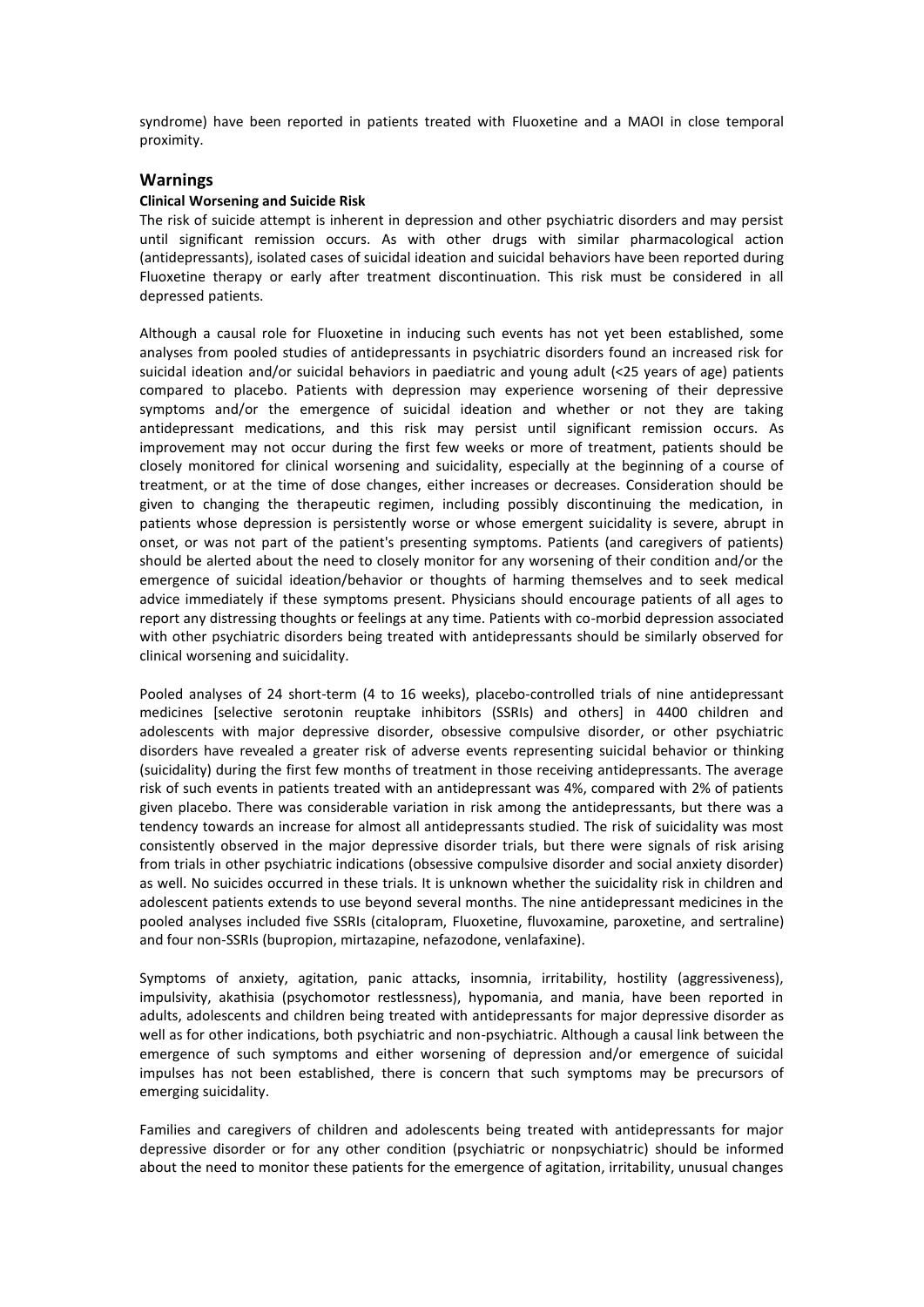syndrome) have been reported in patients treated with Fluoxetine and a MAOI in close temporal proximity.

## Warnings

**Clinical Worsening and Suicide Risk**

The risk of suicide attempt is inherent in depression and other psychiatric disorders and may persist until significant remission occurs. As with other drugs with similar pharmacological action (antidepressants), isolated cases of suicidal ideation and suicidal behaviors have been reported during Fluoxetine therapy or early after treatment discontinuation. This risk must be considered in all depressed patients.

Although a causal role for Fluoxetine in inducing such events has not yet been established, some analyses from pooled studies of antidepressants in psychiatric disorders found an increased risk for suicidal ideation and/or suicidal behaviors in paediatric and young adult (<25 years of age) patients compared to placebo. Patients with depression may experience worsening of their depressive symptoms and/or the emergence of suicidal ideation and whether or not they are taking antidepressant medications, and this risk may persist until significant remission occurs. As improvement may not occur during the first few weeks or more of treatment, patients should be closely monitored for clinical worsening and suicidality, especially at the beginning of a course of treatment, or at the time of dose changes, either increases or decreases. Consideration should be given to changing the therapeutic regimen, including possibly discontinuing the medication, in patients whose depression is persistently worse or whose emergent suicidality is severe, abrupt in onset, or was not part of the patient's presenting symptoms. Patients (and caregivers of patients) should be alerted about the need to closely monitor for any worsening of their condition and/or the emergence of suicidal ideation/behavior or thoughts of harming themselves and to seek medical advice immediately if these symptoms present. Physicians should encourage patients of all ages to report any distressing thoughts or feelings at any time. Patients with co-morbid depression associated with other psychiatric disorders being treated with antidepressants should be similarly observed for clinical worsening and suicidality.

Pooled analyses of 24 short-term (4 to 16 weeks), placebo-controlled trials of nine antidepressant medicines [selective serotonin reuptake inhibitors (SSRIs) and others] in 4400 children and adolescents with major depressive disorder, obsessive compulsive disorder, or other psychiatric disorders have revealed a greater risk of adverse events representing suicidal behavior or thinking (suicidality) during the first few months of treatment in those receiving antidepressants. The average risk of such events in patients treated with an antidepressant was 4%, compared with 2% of patients given placebo. There was considerable variation in risk among the antidepressants, but there was a tendency towards an increase for almost all antidepressants studied. The risk of suicidality was most consistently observed in the major depressive disorder trials, but there were signals of risk arising from trials in other psychiatric indications (obsessive compulsive disorder and social anxiety disorder) as well. No suicides occurred in these trials. It is unknown whether the suicidality risk in children and adolescent patients extends to use beyond several months. The nine antidepressant medicines in the pooled analyses included five SSRIs (citalopram, Fluoxetine, fluvoxamine, paroxetine, and sertraline) and four non-SSRIs (bupropion, mirtazapine, nefazodone, venlafaxine).

Symptoms of anxiety, agitation, panic attacks, insomnia, irritability, hostility (aggressiveness), impulsivity, akathisia (psychomotor restlessness), hypomania, and mania, have been reported in adults, adolescents and children being treated with antidepressants for major depressive disorder as well as for other indications, both psychiatric and non-psychiatric. Although a causal link between the emergence of such symptoms and either worsening of depression and/or emergence of suicidal impulses has not been established, there is concern that such symptoms may be precursors of emerging suicidality.

Families and caregivers of children and adolescents being treated with antidepressants for major depressive disorder or for any other condition (psychiatric or nonpsychiatric) should be informed about the need to monitor these patients for the emergence of agitation, irritability, unusual changes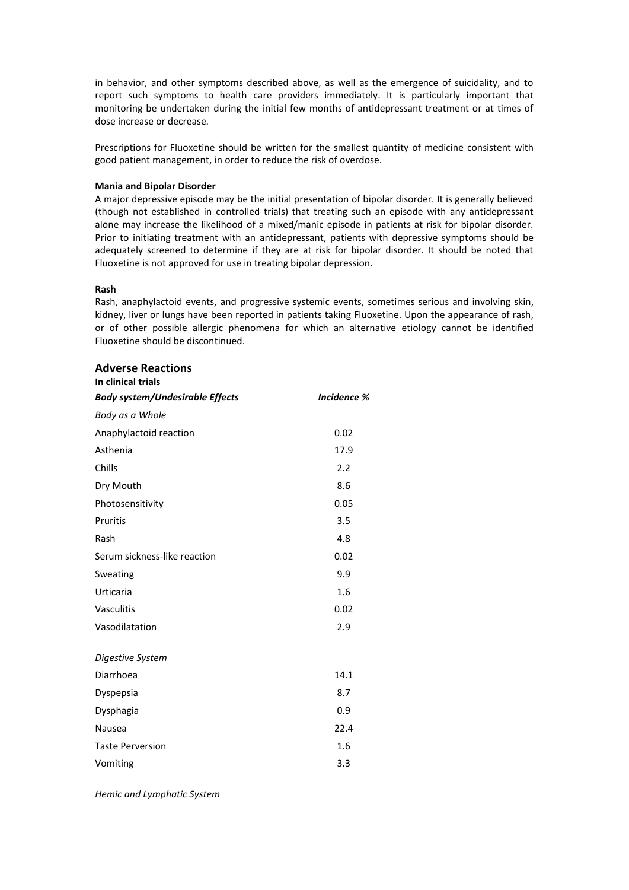in behavior, and other symptoms described above, as well as the emergence of suicidality, and to report such symptoms to health care providers immediately. It is particularly important that monitoring be undertaken during the initial few months of antidepressant treatment or at times of dose increase or decrease.

Prescriptions for Fluoxetine should be written for the smallest quantity of medicine consistent with good patient management, in order to reduce the risk of overdose.

**Mania and Bipolar Disorder**

A major depressive episode may be the initial presentation of bipolar disorder. It is generally believed (though not established in controlled trials) that treating such an episode with any antidepressant alone may increase the likelihood of a mixed/manic episode in patients at risk for bipolar disorder. Prior to initiating treatment with an antidepressant, patients with depressive symptoms should be adequately screened to determine if they are at risk for bipolar disorder. It should be noted that Fluoxetine is not approved for use in treating bipolar depression.

**Rash**

Rash, anaphylactoid events, and progressive systemic events, sometimes serious and involving skin, kidney, liver or lungs have been reported in patients taking Fluoxetine. Upon the appearance of rash, or of other possible allergic phenomena for which an alternative etiology cannot be identified Fluoxetine should be discontinued.

## Adverse Reactions

**In clinical trials**

| ***Body system/Undesirable Effects*** | ***Incidence %*** |
|---|---|
| *Body as a Whole* | |
| Anaphylactoid reaction | 0.02 |
| Asthenia | 17.9 |
| Chills | 2.2 |
| Dry Mouth | 8.6 |
| Photosensitivity | 0.05 |
| Pruritis | 3.5 |
| Rash | 4.8 |
| Serum sickness-like reaction | 0.02 |
| Sweating | 9.9 |
| Urticaria | 1.6 |
| Vasculitis | 0.02 |
| Vasodilatation | 2.9 |
| *Digestive System* | |
| Diarrhoea | 14.1 |
| Dyspepsia | 8.7 |
| Dysphagia | 0.9 |
| Nausea | 22.4 |
| Taste Perversion | 1.6 |
| Vomiting | 3.3 |
| *Hemic and Lymphatic System* | |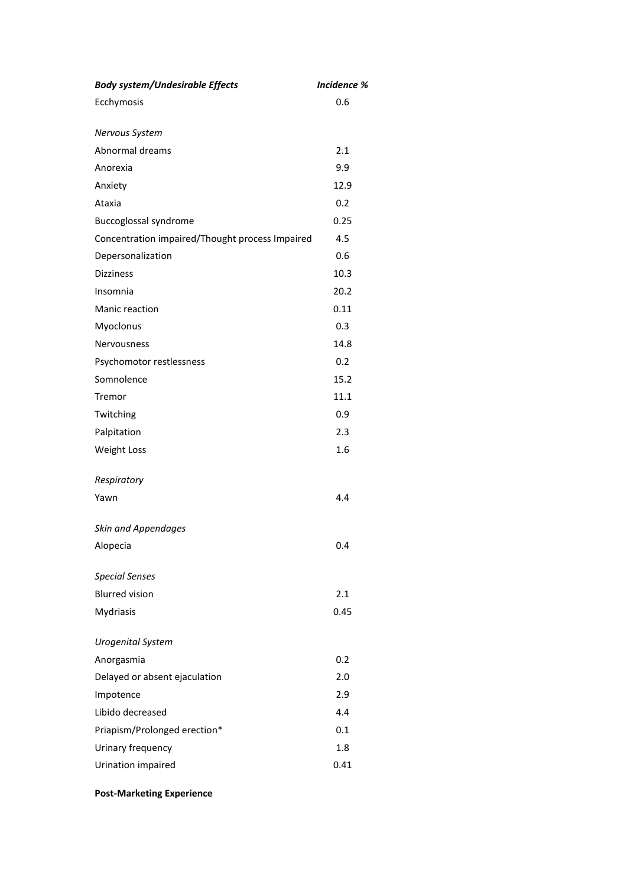| *Body system/Undesirable Effects* | *Incidence %* |
|---|---|
| Ecchymosis | 0.6 |
| | |
| *Nervous System* | |
| Abnormal dreams | 2.1 |
| Anorexia | 9.9 |
| Anxiety | 12.9 |
| Ataxia | 0.2 |
| Buccoglossal syndrome | 0.25 |
| Concentration impaired/Thought process Impaired | 4.5 |
| Depersonalization | 0.6 |
| Dizziness | 10.3 |
| Insomnia | 20.2 |
| Manic reaction | 0.11 |
| Myoclonus | 0.3 |
| Nervousness | 14.8 |
| Psychomotor restlessness | 0.2 |
| Somnolence | 15.2 |
| Tremor | 11.1 |
| Twitching | 0.9 |
| Palpitation | 2.3 |
| Weight Loss | 1.6 |
| | |
| *Respiratory* | |
| Yawn | 4.4 |
| | |
| *Skin and Appendages* | |
| Alopecia | 0.4 |
| | |
| *Special Senses* | |
| Blurred vision | 2.1 |
| Mydriasis | 0.45 |
| | |
| *Urogenital System* | |
| Anorgasmia | 0.2 |
| Delayed or absent ejaculation | 2.0 |
| Impotence | 2.9 |
| Libido decreased | 4.4 |
| Priapism/Prolonged erection* | 0.1 |
| Urinary frequency | 1.8 |
| Urination impaired | 0.41 |

**Post-Marketing Experience**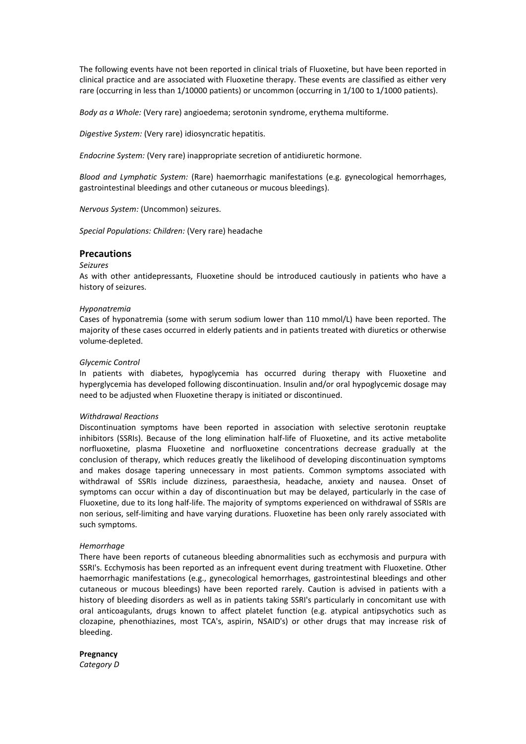The following events have not been reported in clinical trials of Fluoxetine, but have been reported in clinical practice and are associated with Fluoxetine therapy. These events are classified as either very rare (occurring in less than 1/10000 patients) or uncommon (occurring in 1/100 to 1/1000 patients).

*Body as a Whole:* (Very rare) angioedema; serotonin syndrome, erythema multiforme.

*Digestive System:* (Very rare) idiosyncratic hepatitis.

*Endocrine System:* (Very rare) inappropriate secretion of antidiuretic hormone.

*Blood and Lymphatic System:* (Rare) haemorrhagic manifestations (e.g. gynecological hemorrhages, gastrointestinal bleedings and other cutaneous or mucous bleedings).

*Nervous System:* (Uncommon) seizures.

*Special Populations: Children:* (Very rare) headache

## Precautions

*Seizures*

As with other antidepressants, Fluoxetine should be introduced cautiously in patients who have a history of seizures.

*Hyponatremia*

Cases of hyponatremia (some with serum sodium lower than 110 mmol/L) have been reported. The majority of these cases occurred in elderly patients and in patients treated with diuretics or otherwise volume-depleted.

*Glycemic Control*

In patients with diabetes, hypoglycemia has occurred during therapy with Fluoxetine and hyperglycemia has developed following discontinuation. Insulin and/or oral hypoglycemic dosage may need to be adjusted when Fluoxetine therapy is initiated or discontinued.

*Withdrawal Reactions*

Discontinuation symptoms have been reported in association with selective serotonin reuptake inhibitors (SSRIs). Because of the long elimination half-life of Fluoxetine, and its active metabolite norfluoxetine, plasma Fluoxetine and norfluoxetine concentrations decrease gradually at the conclusion of therapy, which reduces greatly the likelihood of developing discontinuation symptoms and makes dosage tapering unnecessary in most patients. Common symptoms associated with withdrawal of SSRIs include dizziness, paraesthesia, headache, anxiety and nausea. Onset of symptoms can occur within a day of discontinuation but may be delayed, particularly in the case of Fluoxetine, due to its long half-life. The majority of symptoms experienced on withdrawal of SSRIs are non serious, self-limiting and have varying durations. Fluoxetine has been only rarely associated with such symptoms.

*Hemorrhage*

There have been reports of cutaneous bleeding abnormalities such as ecchymosis and purpura with SSRI's. Ecchymosis has been reported as an infrequent event during treatment with Fluoxetine. Other haemorrhagic manifestations (e.g., gynecological hemorrhages, gastrointestinal bleedings and other cutaneous or mucous bleedings) have been reported rarely. Caution is advised in patients with a history of bleeding disorders as well as in patients taking SSRI's particularly in concomitant use with oral anticoagulants, drugs known to affect platelet function (e.g. atypical antipsychotics such as clozapine, phenothiazines, most TCA's, aspirin, NSAID's) or other drugs that may increase risk of bleeding.

**Pregnancy**

*Category D*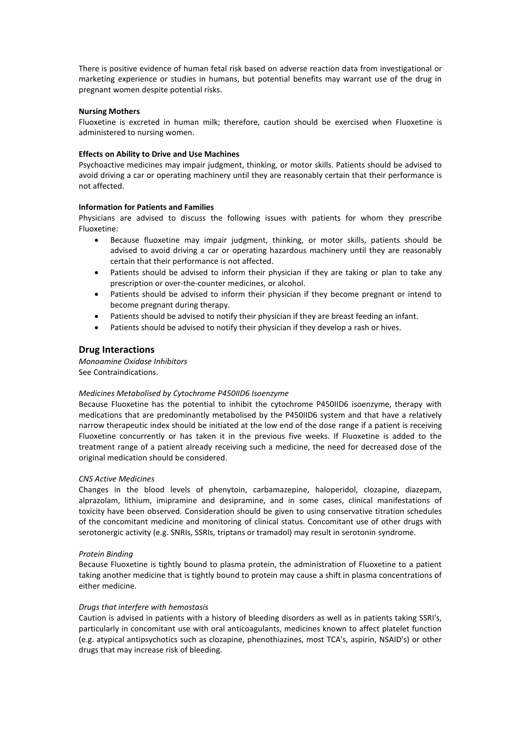There is positive evidence of human fetal risk based on adverse reaction data from investigational or marketing experience or studies in humans, but potential benefits may warrant use of the drug in pregnant women despite potential risks.

**Nursing Mothers**

Fluoxetine is excreted in human milk; therefore, caution should be exercised when Fluoxetine is administered to nursing women.

**Effects on Ability to Drive and Use Machines**

Psychoactive medicines may impair judgment, thinking, or motor skills. Patients should be advised to avoid driving a car or operating machinery until they are reasonably certain that their performance is not affected.

**Information for Patients and Families**

Physicians are advised to discuss the following issues with patients for whom they prescribe Fluoxetine:

- Because fluoxetine may impair judgment, thinking, or motor skills, patients should be advised to avoid driving a car or operating hazardous machinery until they are reasonably certain that their performance is not affected.
- Patients should be advised to inform their physician if they are taking or plan to take any prescription or over-the-counter medicines, or alcohol.
- Patients should be advised to inform their physician if they become pregnant or intend to become pregnant during therapy.
- Patients should be advised to notify their physician if they are breast feeding an infant.
- Patients should be advised to notify their physician if they develop a rash or hives.

## Drug Interactions

*Monoamine Oxidase Inhibitors*

See Contraindications.

*Medicines Metabolised by Cytochrome P450IID6 Isoenzyme*

Because Fluoxetine has the potential to inhibit the cytochrome P450IID6 isoenzyme, therapy with medications that are predominantly metabolised by the P450IID6 system and that have a relatively narrow therapeutic index should be initiated at the low end of the dose range if a patient is receiving Fluoxetine concurrently or has taken it in the previous five weeks. If Fluoxetine is added to the treatment range of a patient already receiving such a medicine, the need for decreased dose of the original medication should be considered.

*CNS Active Medicines*

Changes in the blood levels of phenytoin, carbamazepine, haloperidol, clozapine, diazepam, alprazolam, lithium, imipramine and desipramine, and in some cases, clinical manifestations of toxicity have been observed. Consideration should be given to using conservative titration schedules of the concomitant medicine and monitoring of clinical status. Concomitant use of other drugs with serotonergic activity (e.g. SNRIs, SSRIs, triptans or tramadol) may result in serotonin syndrome.

*Protein Binding*

Because Fluoxetine is tightly bound to plasma protein, the administration of Fluoxetine to a patient taking another medicine that is tightly bound to protein may cause a shift in plasma concentrations of either medicine.

*Drugs that interfere with hemostasis*

Caution is advised in patients with a history of bleeding disorders as well as in patients taking SSRI's, particularly in concomitant use with oral anticoagulants, medicines known to affect platelet function (e.g. atypical antipsychotics such as clozapine, phenothiazines, most TCA's, aspirin, NSAID's) or other drugs that may increase risk of bleeding.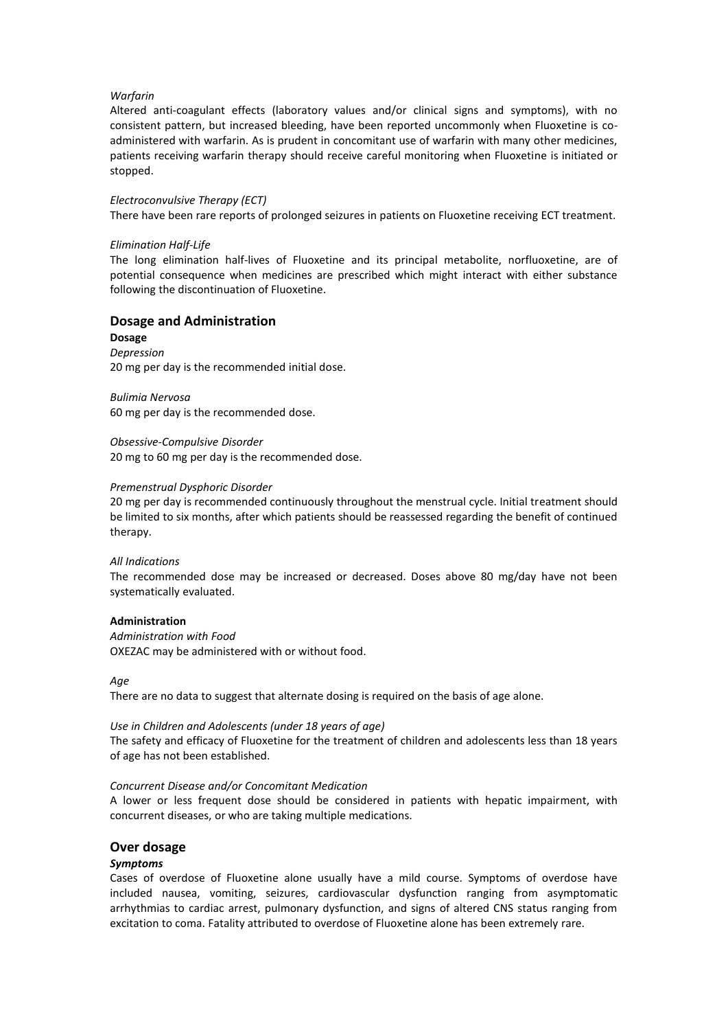*Warfarin*

Altered anti-coagulant effects (laboratory values and/or clinical signs and symptoms), with no consistent pattern, but increased bleeding, have been reported uncommonly when Fluoxetine is co-administered with warfarin. As is prudent in concomitant use of warfarin with many other medicines, patients receiving warfarin therapy should receive careful monitoring when Fluoxetine is initiated or stopped.

*Electroconvulsive Therapy (ECT)*

There have been rare reports of prolonged seizures in patients on Fluoxetine receiving ECT treatment.

*Elimination Half-Life*

The long elimination half-lives of Fluoxetine and its principal metabolite, norfluoxetine, are of potential consequence when medicines are prescribed which might interact with either substance following the discontinuation of Fluoxetine.

## Dosage and Administration

**Dosage**

*Depression*

20 mg per day is the recommended initial dose.

*Bulimia Nervosa*

60 mg per day is the recommended dose.

*Obsessive-Compulsive Disorder*

20 mg to 60 mg per day is the recommended dose.

*Premenstrual Dysphoric Disorder*

20 mg per day is recommended continuously throughout the menstrual cycle. Initial treatment should be limited to six months, after which patients should be reassessed regarding the benefit of continued therapy.

*All Indications*

The recommended dose may be increased or decreased. Doses above 80 mg/day have not been systematically evaluated.

**Administration**

*Administration with Food*

OXEZAC may be administered with or without food.

*Age*

There are no data to suggest that alternate dosing is required on the basis of age alone.

*Use in Children and Adolescents (under 18 years of age)*

The safety and efficacy of Fluoxetine for the treatment of children and adolescents less than 18 years of age has not been established.

*Concurrent Disease and/or Concomitant Medication*

A lower or less frequent dose should be considered in patients with hepatic impairment, with concurrent diseases, or who are taking multiple medications.

## Over dosage

***Symptoms***

Cases of overdose of Fluoxetine alone usually have a mild course. Symptoms of overdose have included nausea, vomiting, seizures, cardiovascular dysfunction ranging from asymptomatic arrhythmias to cardiac arrest, pulmonary dysfunction, and signs of altered CNS status ranging from excitation to coma. Fatality attributed to overdose of Fluoxetine alone has been extremely rare.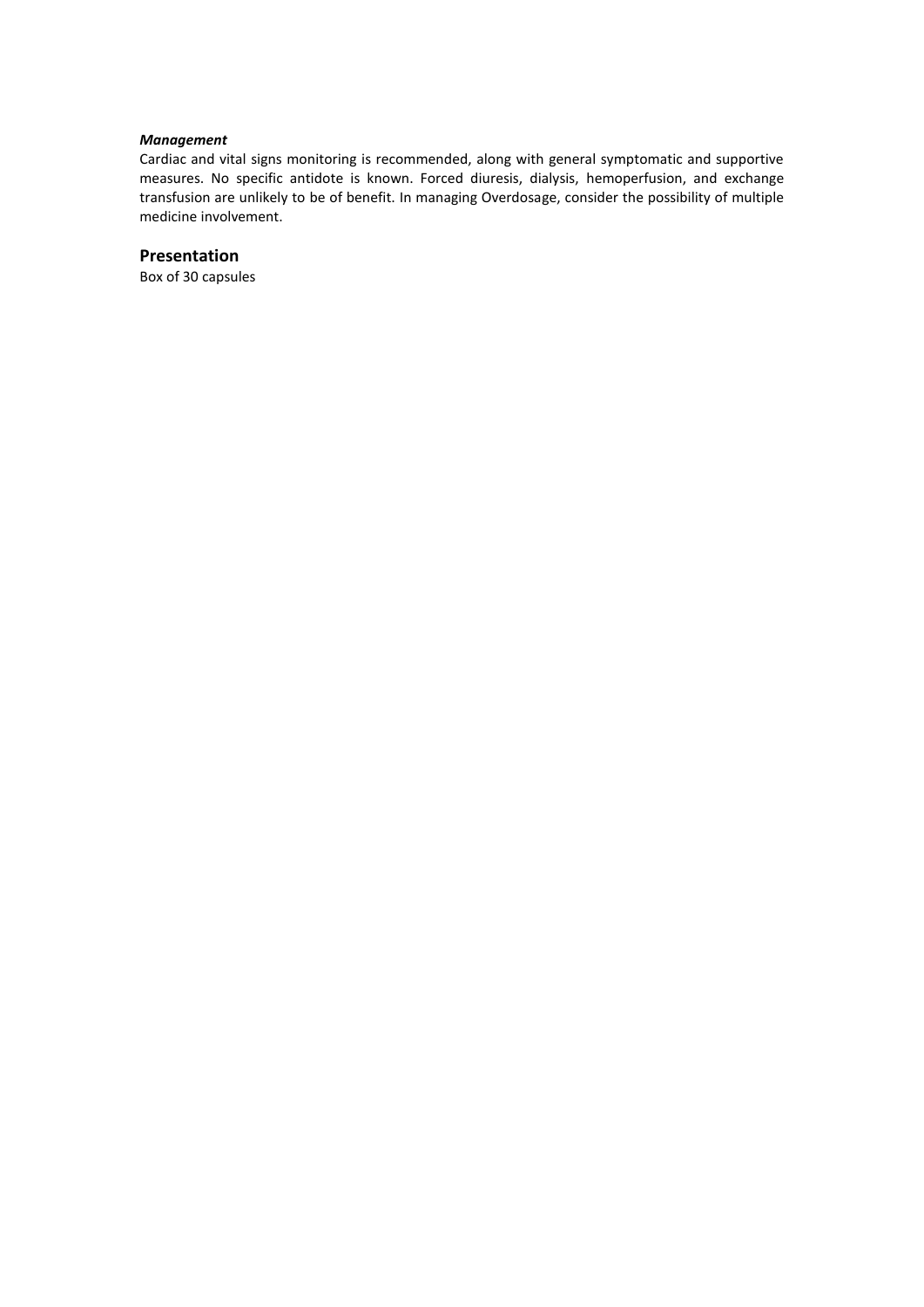***Management***

Cardiac and vital signs monitoring is recommended, along with general symptomatic and supportive measures. No specific antidote is known. Forced diuresis, dialysis, hemoperfusion, and exchange transfusion are unlikely to be of benefit. In managing Overdosage, consider the possibility of multiple medicine involvement.

## Presentation

Box of 30 capsules